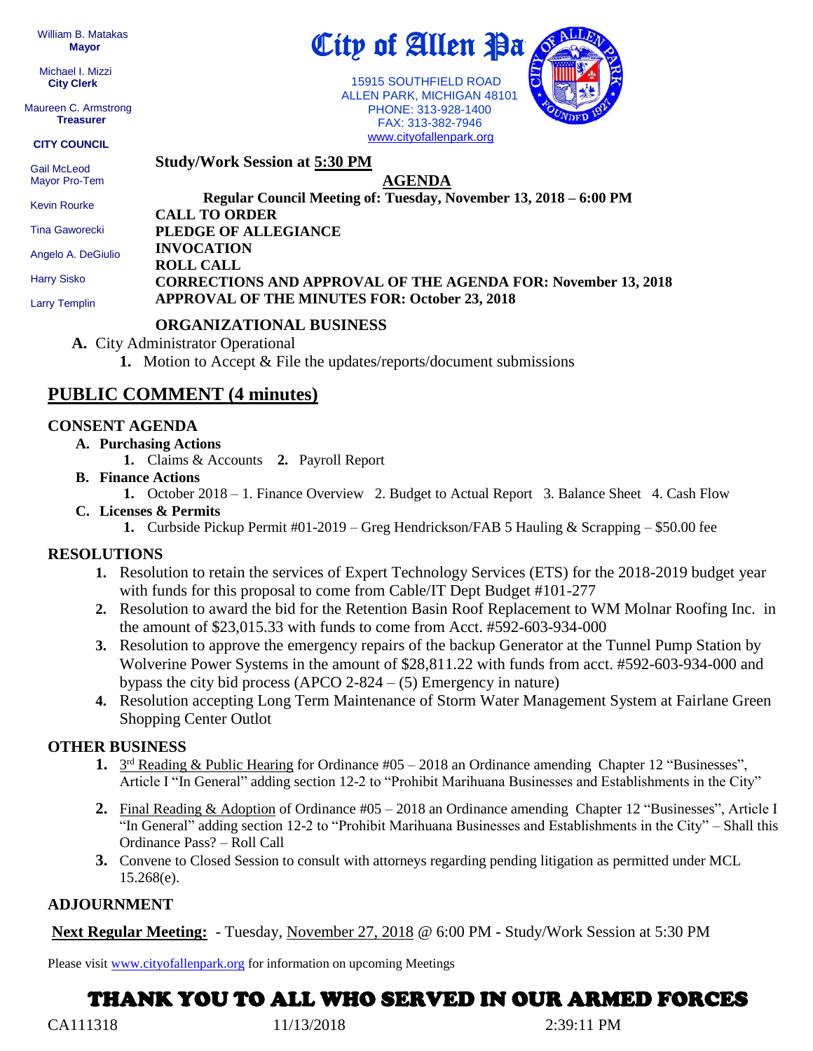William B. Matakas
**Mayor**

Michael I. Mizzi
**City Clerk**

Maureen C. Armstrong
**Treasurer**

**CITY COUNCIL**

Gail McLeod
Mayor Pro-Tem

Kevin Rourke

Tina Gaworecki

Angelo A. DeGiulio

Harry Sisko

Larry Templin

# City of Allen Pa

15915 SOUTHFIELD ROAD
ALLEN PARK, MICHIGAN 48101
PHONE: 313-928-1400
FAX: 313-382-7946
www.cityofallenpark.org

**Study/Work Session at 5:30 PM**

**AGENDA**

**Regular Council Meeting of: Tuesday, November 13, 2018 – 6:00 PM**

**CALL TO ORDER**
**PLEDGE OF ALLEGIANCE**
**INVOCATION**
**ROLL CALL**
**CORRECTIONS AND APPROVAL OF THE AGENDA FOR: November 13, 2018**
**APPROVAL OF THE MINUTES FOR: October 23, 2018**

## ORGANIZATIONAL BUSINESS

**A.** City Administrator Operational
1. Motion to Accept & File the updates/reports/document submissions

## PUBLIC COMMENT (4 minutes)

## CONSENT AGENDA

**A. Purchasing Actions**
1. Claims & Accounts **2.** Payroll Report

**B. Finance Actions**
1. October 2018 – 1. Finance Overview 2. Budget to Actual Report 3. Balance Sheet 4. Cash Flow

**C. Licenses & Permits**
1. Curbside Pickup Permit #01-2019 – Greg Hendrickson/FAB 5 Hauling & Scrapping – $50.00 fee

## RESOLUTIONS

1. Resolution to retain the services of Expert Technology Services (ETS) for the 2018-2019 budget year with funds for this proposal to come from Cable/IT Dept Budget #101-277
2. Resolution to award the bid for the Retention Basin Roof Replacement to WM Molnar Roofing Inc. in the amount of $23,015.33 with funds to come from Acct. #592-603-934-000
3. Resolution to approve the emergency repairs of the backup Generator at the Tunnel Pump Station by Wolverine Power Systems in the amount of $28,811.22 with funds from acct. #592-603-934-000 and bypass the city bid process (APCO 2-824 – (5) Emergency in nature)
4. Resolution accepting Long Term Maintenance of Storm Water Management System at Fairlane Green Shopping Center Outlot

## OTHER BUSINESS

1. 3rd Reading & Public Hearing for Ordinance #05 – 2018 an Ordinance amending Chapter 12 "Businesses", Article I "In General" adding section 12-2 to "Prohibit Marihuana Businesses and Establishments in the City"
2. Final Reading & Adoption of Ordinance #05 – 2018 an Ordinance amending Chapter 12 "Businesses", Article I "In General" adding section 12-2 to "Prohibit Marihuana Businesses and Establishments in the City" – Shall this Ordinance Pass? – Roll Call
3. Convene to Closed Session to consult with attorneys regarding pending litigation as permitted under MCL 15.268(e).

## ADJOURNMENT

**Next Regular Meeting:** - Tuesday, November 27, 2018 @ 6:00 PM - Study/Work Session at 5:30 PM

Please visit www.cityofallenpark.org for information on upcoming Meetings

## THANK YOU TO ALL WHO SERVED IN OUR ARMED FORCES

CA111318 11/13/2018 2:39:11 PM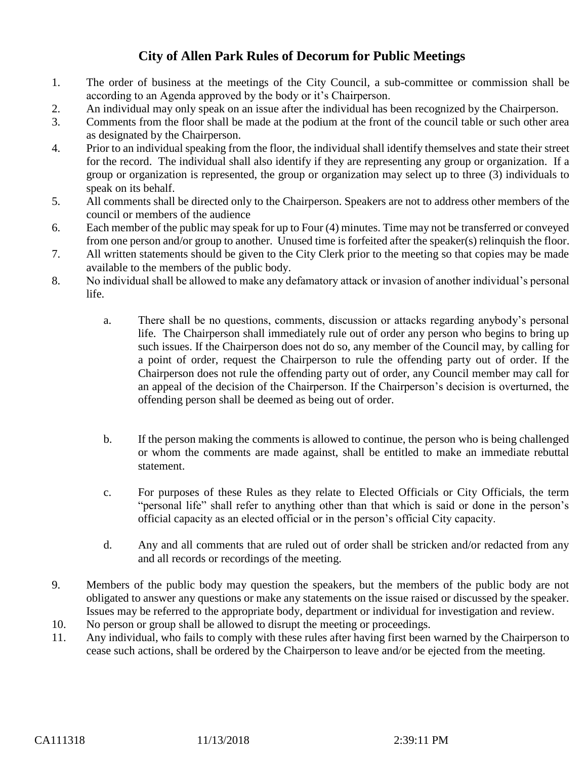# City of Allen Park Rules of Decorum for Public Meetings

1. The order of business at the meetings of the City Council, a sub-committee or commission shall be according to an Agenda approved by the body or it's Chairperson.
2. An individual may only speak on an issue after the individual has been recognized by the Chairperson.
3. Comments from the floor shall be made at the podium at the front of the council table or such other area as designated by the Chairperson.
4. Prior to an individual speaking from the floor, the individual shall identify themselves and state their street for the record. The individual shall also identify if they are representing any group or organization. If a group or organization is represented, the group or organization may select up to three (3) individuals to speak on its behalf.
5. All comments shall be directed only to the Chairperson. Speakers are not to address other members of the council or members of the audience
6. Each member of the public may speak for up to Four (4) minutes. Time may not be transferred or conveyed from one person and/or group to another. Unused time is forfeited after the speaker(s) relinquish the floor.
7. All written statements should be given to the City Clerk prior to the meeting so that copies may be made available to the members of the public body.
8. No individual shall be allowed to make any defamatory attack or invasion of another individual's personal life.

    a. There shall be no questions, comments, discussion or attacks regarding anybody's personal life. The Chairperson shall immediately rule out of order any person who begins to bring up such issues. If the Chairperson does not do so, any member of the Council may, by calling for a point of order, request the Chairperson to rule the offending party out of order. If the Chairperson does not rule the offending party out of order, any Council member may call for an appeal of the decision of the Chairperson. If the Chairperson's decision is overturned, the offending person shall be deemed as being out of order.

    b. If the person making the comments is allowed to continue, the person who is being challenged or whom the comments are made against, shall be entitled to make an immediate rebuttal statement.

    c. For purposes of these Rules as they relate to Elected Officials or City Officials, the term "personal life" shall refer to anything other than that which is said or done in the person's official capacity as an elected official or in the person's official City capacity.

    d. Any and all comments that are ruled out of order shall be stricken and/or redacted from any and all records or recordings of the meeting.

9. Members of the public body may question the speakers, but the members of the public body are not obligated to answer any questions or make any statements on the issue raised or discussed by the speaker. Issues may be referred to the appropriate body, department or individual for investigation and review.
10. No person or group shall be allowed to disrupt the meeting or proceedings.
11. Any individual, who fails to comply with these rules after having first been warned by the Chairperson to cease such actions, shall be ordered by the Chairperson to leave and/or be ejected from the meeting.

CA111318 11/13/2018 2:39:11 PM